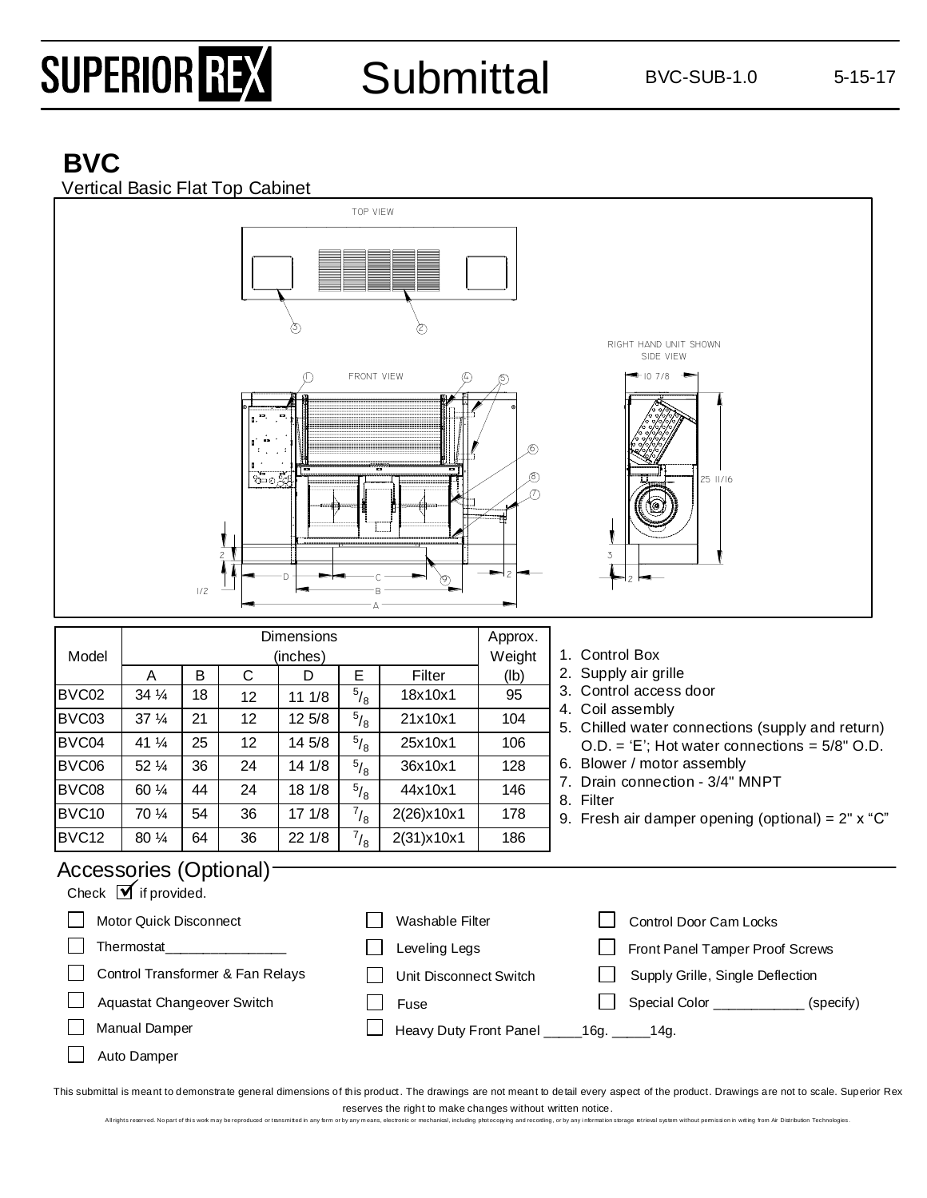# SUPERIOR REX Submittal

BVC-SUB-1.0 5-15-17

## BVC

Vertical Basic Flat Top Cabinet

TOP VIEW

FRONT VIEW

RIGHT HAND UNIT SHOWN SIDE VIEW

| Model | Dimensions (inches) | | | | | | Approx. Weight |
|---|---|---|---|---|---|---|---|
| | A | B | C | D | E | Filter | (lb) |
| BVC02 | 34 ¼ | 18 | 12 | 11 1/8 | 5/8 | 18x10x1 | 95 |
| BVC03 | 37 ¼ | 21 | 12 | 12 5/8 | 5/8 | 21x10x1 | 104 |
| BVC04 | 41 ¼ | 25 | 12 | 14 5/8 | 5/8 | 25x10x1 | 106 |
| BVC06 | 52 ¼ | 36 | 24 | 14 1/8 | 5/8 | 36x10x1 | 128 |
| BVC08 | 60 ¼ | 44 | 24 | 18 1/8 | 5/8 | 44x10x1 | 146 |
| BVC10 | 70 ¼ | 54 | 36 | 17 1/8 | 7/8 | 2(26)x10x1 | 178 |
| BVC12 | 80 ¼ | 64 | 36 | 22 1/8 | 7/8 | 2(31)x10x1 | 186 |

1. Control Box
2. Supply air grille
3. Control access door
4. Coil assembly
5. Chilled water connections (supply and return) O.D. = 'E'; Hot water connections = 5/8" O.D.
6. Blower / motor assembly
7. Drain connection - 3/4" MNPT
8. Filter
9. Fresh air damper opening (optional) = 2" x "C"

## Accessories (Optional)

Check ☑ if provided.

- ☐ Motor Quick Disconnect
- ☐ Thermostat_______________
- ☐ Control Transformer & Fan Relays
- ☐ Aquastat Changeover Switch
- ☐ Manual Damper
- ☐ Auto Damper
- ☐ Washable Filter
- ☐ Leveling Legs
- ☐ Unit Disconnect Switch
- ☐ Fuse
- ☐ Heavy Duty Front Panel _____16g. _____14g.
- ☐ Control Door Cam Locks
- ☐ Front Panel Tamper Proof Screws
- ☐ Supply Grille, Single Deflection
- ☐ Special Color ___________ (specify)

This submittal is meant to demonstrate general dimensions of this product. The drawings are not meant to detail every aspect of the product. Drawings are not to scale. Superior Rex reserves the right to make changes without written notice.

All rights reserved. No part of this work may be reproduced or transmitted in any form or by any means, electronic or mechanical, including photocopying and recording, or by any information storage retrieval system without permission in writing from Air Distribution Technologies.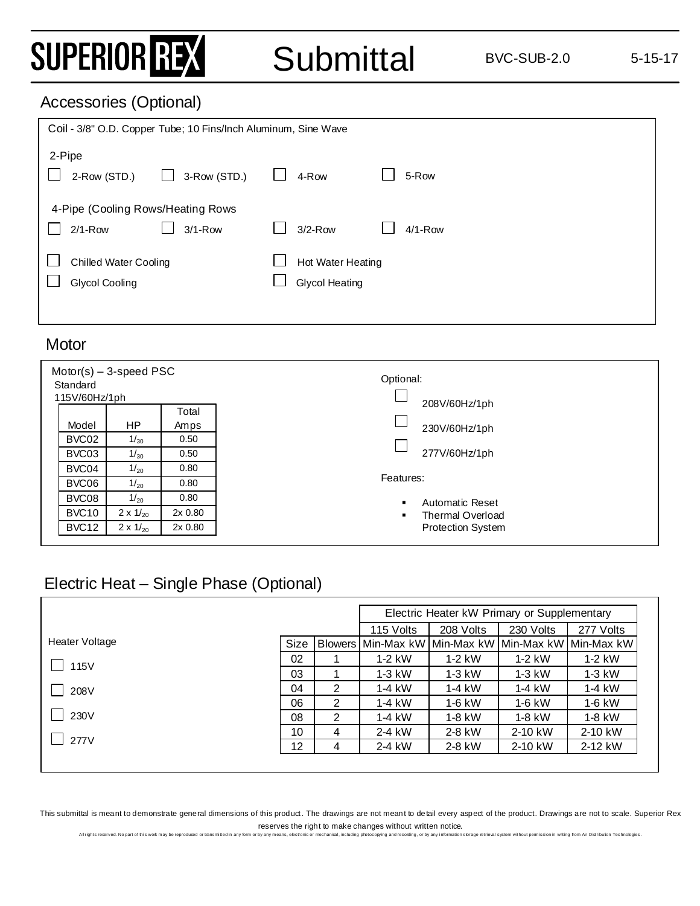## Accessories (Optional)

Coil - 3/8" O.D. Copper Tube; 10 Fins/Inch Aluminum, Sine Wave

2-Pipe

- ☐ 2-Row (STD.)
- ☐ 3-Row (STD.)
- ☐ 4-Row
- ☐ 5-Row

4-Pipe (Cooling Rows/Heating Rows

- ☐ 2/1-Row
- ☐ 3/1-Row
- ☐ 3/2-Row
- ☐ 4/1-Row

- ☐ Chilled Water Cooling
- ☐ Hot Water Heating
- ☐ Glycol Cooling
- ☐ Glycol Heating

## Motor

Motor(s) – 3-speed PSC

Standard

115V/60Hz/1ph

| Model | HP | Total Amps |
|---|---|---|
| BVC02 | $1/_{30}$ | 0.50 |
| BVC03 | $1/_{30}$ | 0.50 |
| BVC04 | $1/_{20}$ | 0.80 |
| BVC06 | $1/_{20}$ | 0.80 |
| BVC08 | $1/_{20}$ | 0.80 |
| BVC10 | 2 x $1/_{20}$ | 2x 0.80 |
| BVC12 | 2 x $1/_{20}$ | 2x 0.80 |

Optional:

- ☐ 208V/60Hz/1ph
- ☐ 230V/60Hz/1ph
- ☐ 277V/60Hz/1ph

Features:

- Automatic Reset
- Thermal Overload Protection System

## Electric Heat – Single Phase (Optional)

Heater Voltage

- ☐ 115V
- ☐ 208V
- ☐ 230V
- ☐ 277V

| | | Electric Heater kW Primary or Supplementary | | | |
|---|---|---|---|---|---|
| | | 115 Volts | 208 Volts | 230 Volts | 277 Volts |
| Size | Blowers | Min-Max kW | Min-Max kW | Min-Max kW | Min-Max kW |
| 02 | 1 | 1-2 kW | 1-2 kW | 1-2 kW | 1-2 kW |
| 03 | 1 | 1-3 kW | 1-3 kW | 1-3 kW | 1-3 kW |
| 04 | 2 | 1-4 kW | 1-4 kW | 1-4 kW | 1-4 kW |
| 06 | 2 | 1-4 kW | 1-6 kW | 1-6 kW | 1-6 kW |
| 08 | 2 | 1-4 kW | 1-8 kW | 1-8 kW | 1-8 kW |
| 10 | 4 | 2-4 kW | 2-8 kW | 2-10 kW | 2-10 kW |
| 12 | 4 | 2-4 kW | 2-8 kW | 2-10 kW | 2-12 kW |

This submittal is meant to demonstrate general dimensions of this product. The drawings are not meant to detail every aspect of the product. Drawings are not to scale. Superior Rex reserves the right to make changes without written notice.

All rights reserved. No part of this work may be reproduced or transmitted in any form or by any means, electronic or mechanical, including photocopying and recording, or by any information storage retrieval system without permission in writing from Air Distribution Technologies.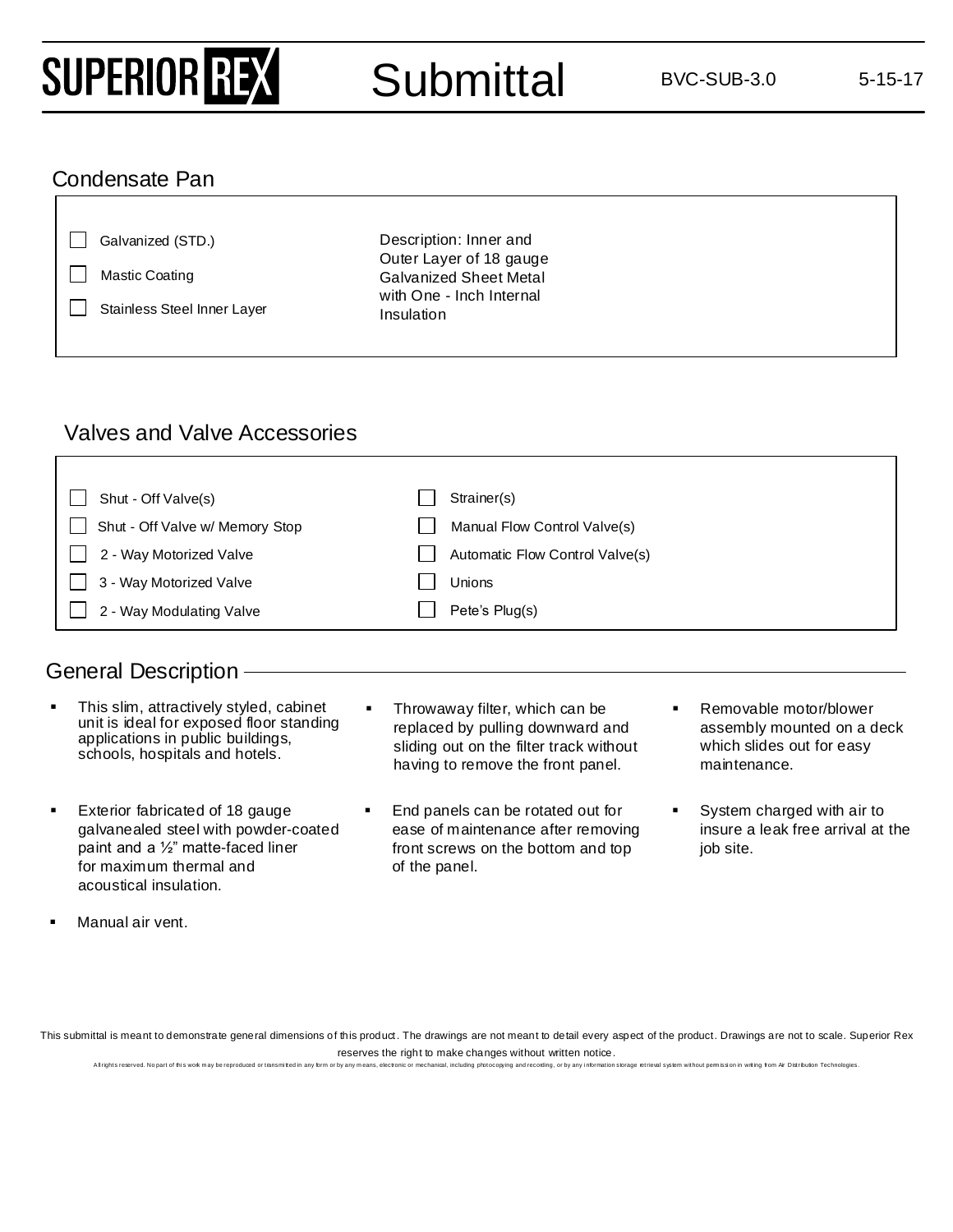## Condensate Pan

- [ ] Galvanized (STD.)
- [ ] Mastic Coating
- [ ] Stainless Steel Inner Layer

Description: Inner and Outer Layer of 18 gauge Galvanized Sheet Metal with One - Inch Internal Insulation

## Valves and Valve Accessories

- [ ] Shut - Off Valve(s)
- [ ] Shut - Off Valve w/ Memory Stop
- [ ] 2 - Way Motorized Valve
- [ ] 3 - Way Motorized Valve
- [ ] 2 - Way Modulating Valve
- [ ] Strainer(s)
- [ ] Manual Flow Control Valve(s)
- [ ] Automatic Flow Control Valve(s)
- [ ] Unions
- [ ] Pete's Plug(s)

## General Description

- This slim, attractively styled, cabinet unit is ideal for exposed floor standing applications in public buildings, schools, hospitals and hotels.
- Exterior fabricated of 18 gauge galvanealed steel with powder-coated paint and a ½" matte-faced liner for maximum thermal and acoustical insulation.
- Manual air vent.
- Throwaway filter, which can be replaced by pulling downward and sliding out on the filter track without having to remove the front panel.
- End panels can be rotated out for ease of maintenance after removing front screws on the bottom and top of the panel.
- Removable motor/blower assembly mounted on a deck which slides out for easy maintenance.
- System charged with air to insure a leak free arrival at the job site.

This submittal is meant to demonstrate general dimensions of this product. The drawings are not meant to detail every aspect of the product. Drawings are not to scale. Superior Rex reserves the right to make changes without written notice.

All rights reserved. No part of this work may be reproduced or transmitted in any form or by any means, electronic or mechanical, including photocopying and recording, or by any information storage retrieval system without permission in writing from Air Distribution Technologies.